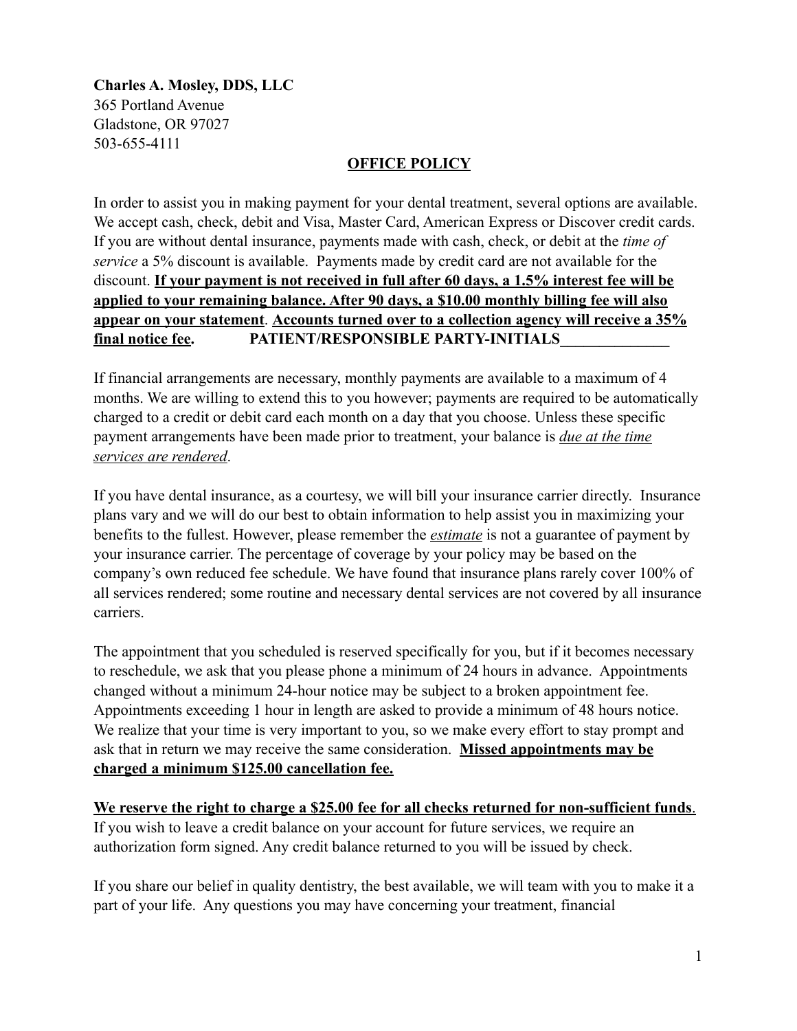**Charles A. Mosley, DDS, LLC**
365 Portland Avenue
Gladstone, OR 97027
503-655-4111

## OFFICE POLICY

In order to assist you in making payment for your dental treatment, several options are available. We accept cash, check, debit and Visa, Master Card, American Express or Discover credit cards. If you are without dental insurance, payments made with cash, check, or debit at the *time of service* a 5% discount is available. Payments made by credit card are not available for the discount. **If your payment is not received in full after 60 days, a 1.5% interest fee will be applied to your remaining balance. After 90 days, a $10.00 monthly billing fee will also appear on your statement**. **Accounts turned over to a collection agency will receive a 35% final notice fee.** **PATIENT/RESPONSIBLE PARTY-INITIALS______________**

If financial arrangements are necessary, monthly payments are available to a maximum of 4 months. We are willing to extend this to you however; payments are required to be automatically charged to a credit or debit card each month on a day that you choose. Unless these specific payment arrangements have been made prior to treatment, your balance is *due at the time services are rendered*.

If you have dental insurance, as a courtesy, we will bill your insurance carrier directly. Insurance plans vary and we will do our best to obtain information to help assist you in maximizing your benefits to the fullest. However, please remember the *estimate* is not a guarantee of payment by your insurance carrier. The percentage of coverage by your policy may be based on the company's own reduced fee schedule. We have found that insurance plans rarely cover 100% of all services rendered; some routine and necessary dental services are not covered by all insurance carriers.

The appointment that you scheduled is reserved specifically for you, but if it becomes necessary to reschedule, we ask that you please phone a minimum of 24 hours in advance. Appointments changed without a minimum 24-hour notice may be subject to a broken appointment fee. Appointments exceeding 1 hour in length are asked to provide a minimum of 48 hours notice. We realize that your time is very important to you, so we make every effort to stay prompt and ask that in return we may receive the same consideration. **Missed appointments may be charged a minimum $125.00 cancellation fee.**

**We reserve the right to charge a $25.00 fee for all checks returned for non-sufficient funds**. If you wish to leave a credit balance on your account for future services, we require an authorization form signed. Any credit balance returned to you will be issued by check.

If you share our belief in quality dentistry, the best available, we will team with you to make it a part of your life. Any questions you may have concerning your treatment, financial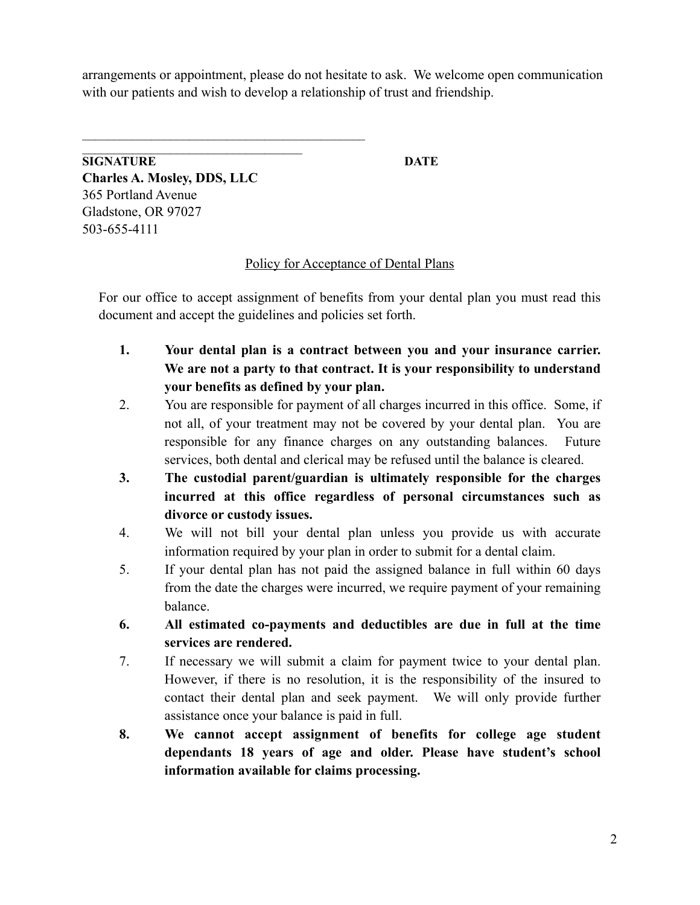arrangements or appointment, please do not hesitate to ask. We welcome open communication with our patients and wish to develop a relationship of trust and friendship.

\_\_\_\_\_\_\_\_\_\_\_\_\_\_\_\_\_\_\_\_\_\_\_\_\_\_\_\_\_\_\_\_\_\_\_\_\_\_\_\_\_\_

\_\_\_\_\_\_\_\_\_\_\_\_\_\_\_\_\_\_\_\_\_\_\_\_\_\_\_\_\_\_\_\_\_\_

**SIGNATURE** **DATE**

**Charles A. Mosley, DDS, LLC**
365 Portland Avenue
Gladstone, OR 97027
503-655-4111

Policy for Acceptance of Dental Plans

For our office to accept assignment of benefits from your dental plan you must read this document and accept the guidelines and policies set forth.

1. **Your dental plan is a contract between you and your insurance carrier. We are not a party to that contract. It is your responsibility to understand your benefits as defined by your plan.**
2. You are responsible for payment of all charges incurred in this office. Some, if not all, of your treatment may not be covered by your dental plan. You are responsible for any finance charges on any outstanding balances. Future services, both dental and clerical may be refused until the balance is cleared.
3. **The custodial parent/guardian is ultimately responsible for the charges incurred at this office regardless of personal circumstances such as divorce or custody issues.**
4. We will not bill your dental plan unless you provide us with accurate information required by your plan in order to submit for a dental claim.
5. If your dental plan has not paid the assigned balance in full within 60 days from the date the charges were incurred, we require payment of your remaining balance.
6. **All estimated co-payments and deductibles are due in full at the time services are rendered.**
7. If necessary we will submit a claim for payment twice to your dental plan. However, if there is no resolution, it is the responsibility of the insured to contact their dental plan and seek payment. We will only provide further assistance once your balance is paid in full.
8. **We cannot accept assignment of benefits for college age student dependants 18 years of age and older. Please have student's school information available for claims processing.**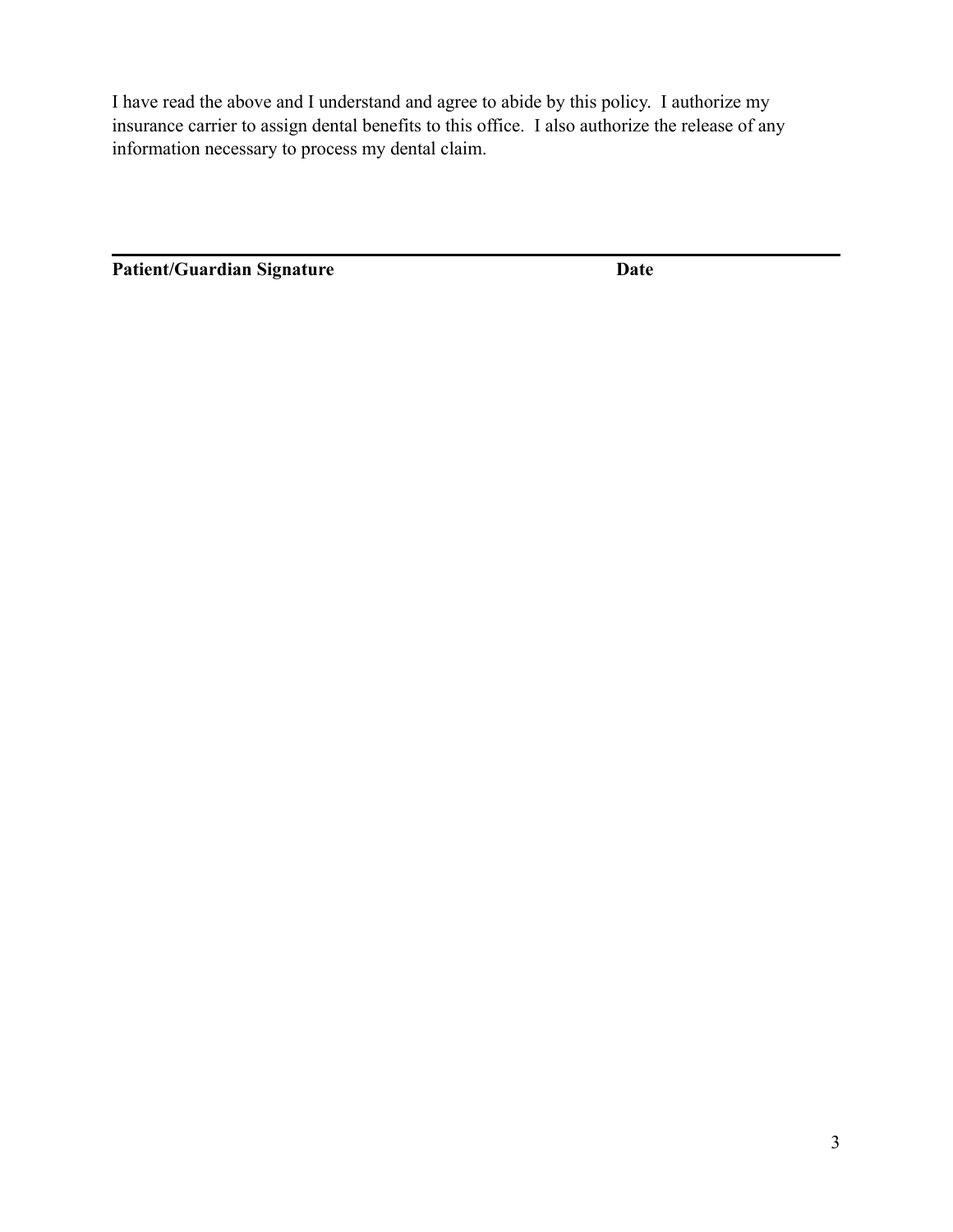I have read the above and I understand and agree to abide by this policy. I authorize my insurance carrier to assign dental benefits to this office. I also authorize the release of any information necessary to process my dental claim.

___

**Patient/Guardian Signature** **Date**